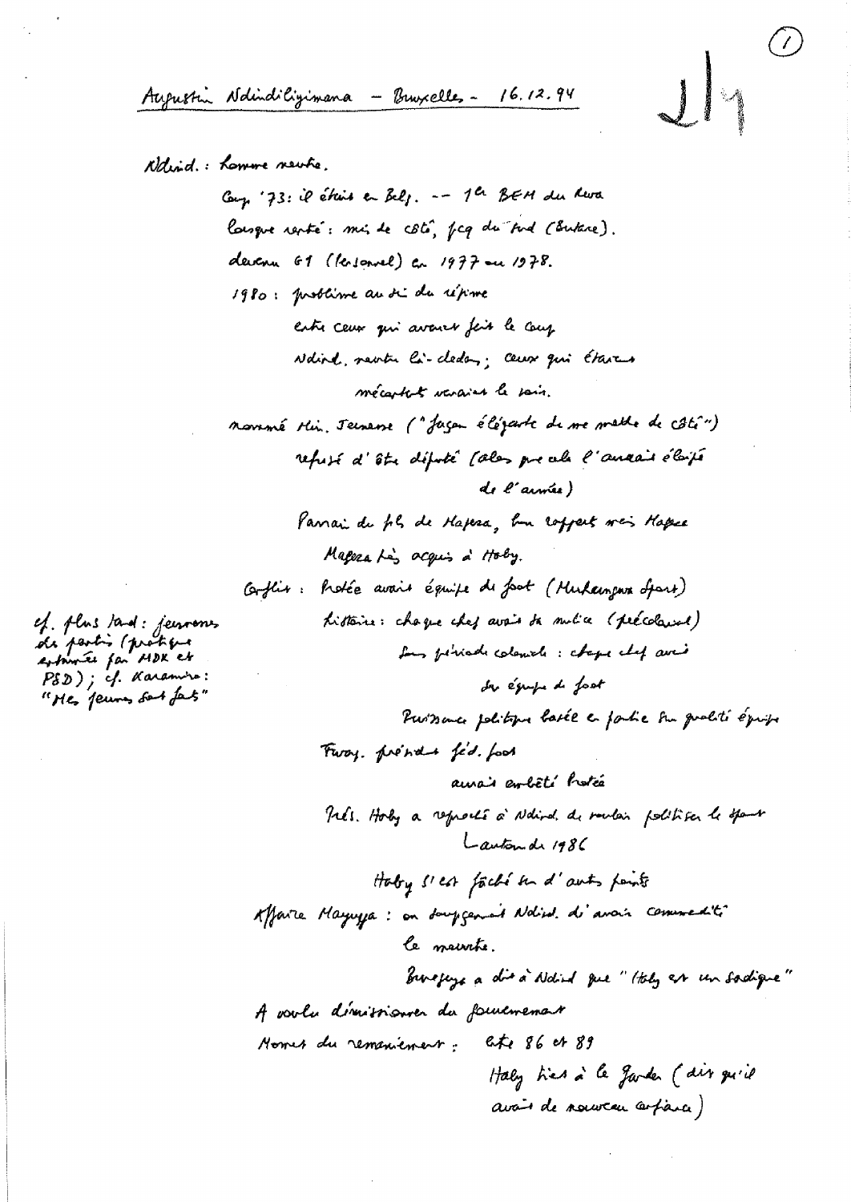Augustin Ndindiliyimana – Bruxelles – 16.12.94

Ndind. : homme neutre.

Coup '73 : il était en Belg. -- 1e BEM du Rwa

lorsque rentré : mis de côté, fcq du Sud (Butare).

devenu G1 (Personnel) en 1977 ou 1978.

1980 : problème au sein du régime

entre ceux qui avaient fait le coup

Ndind. neutre là-dedans ; ceux qui étaient

mécontents venaient le voir.

nommé Min. Jeunesse ("façon élégante de me mettre de côté")

refusé d'être député (alors que cela l'aurait éloigné

de l'armée)

Parrain du fils de Mapera, bon rapport avec Mapera

Mapera très acquis à Haby.

Conflits : Protée avait équipe de foot (Mukungwa Sport)

histoire : chaque chef avait sa milice (précolonial)

sous période coloniale : chaque chef avait

son équipe de foot

Puissance politique basée en partie sur qualité équipe

Twag. président féd. foot

aurait embêté Protée

Prés. Haby a reproché à Ndind. de vouloir politiser le sport

L autour de 1986

Haby s'est fâché sur d'autres points

Affaire Mayuya : on soupçonnait Ndind. d'avoir commandité

le meurtre.

Buregeya a dit à Ndind que "Haby est un sadique"

A voulu démissionner du gouvernement

Nommé du remaniement : entre 86 et 89

Haby tient à le garder (dit qu'il

avait de nouveau confiance)

cf. plus tard : jeunesses des partis (pratique entamée par MDR et PSD) ; cf. Karamira : "Mes jeunes sont fâchés"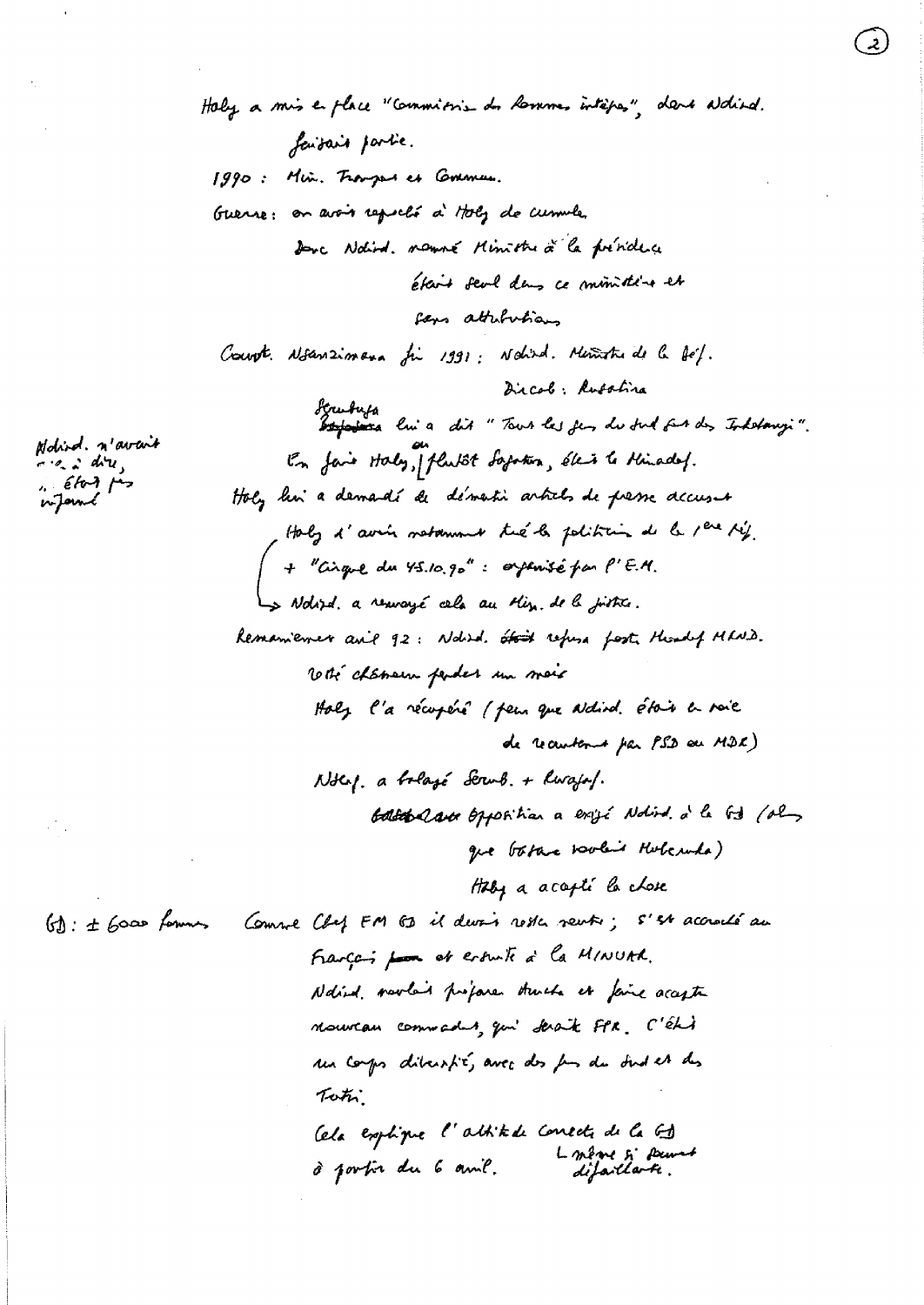Haby a mis en place "Commission des hommes intègres", dont Ndind. faisait partie.

1990 : Min. Transports et Commun.

Guerre : on avait reproché à Haby de cumuler

Donc Ndind. nommé Ministre à la Présidence

Était seul dans ce ministère et sans attributions

Gouvt. Nsanzimana fin 1991 : Ndind. Ministre de la Déf.

Dircab : Rusatira

Serubuga lui a dit "Tous les gens du Sud sont des Inkotanyi".

En fait Haby, ou plutôt Sagatwa, était le Minadef.

Ndind. n'avait rien à dire, était pas informé

Haby lui a demandé de démentir articles de presse accusant Haby d'avoir notamment tué les politiciens de la 1ère Rép.

+ "Cirque du 4-5.10.90" : organisé par l'E.M.

→ Ndind. a renvoyé cela au Min. de la Justice.

Remaniement avril 92 : Ndind. était refusa poste Minadef MRND.

Resté chômeur pendant un mois

Haby l'a récupéré (peur que Ndind. était en voie de recrutement par PSD ou MDR)

NdeF. a balayé Serub. + Rwagaf.

~~Gatsinzi~~ Opposition a exigé Ndind. à la GD (alors que Gatsinzi voulait Habimana)

Haby a accepté la chose

GD : ± 6000 hommes

Comme Chef EM GD il devait rester neutre ; s'est accroché aux Français ~~pour~~ et ensuite à la MINUAR.

Ndind. voulait préparer structure et faire accepter nouveaux commandants, qui seraient FPR. C'était un corps diversifié, avec des gens du Sud et des Tutsi.

Cela explique l'attitude correcte de la GD à partir du 6 avril. ↳ même si souvent défaillante.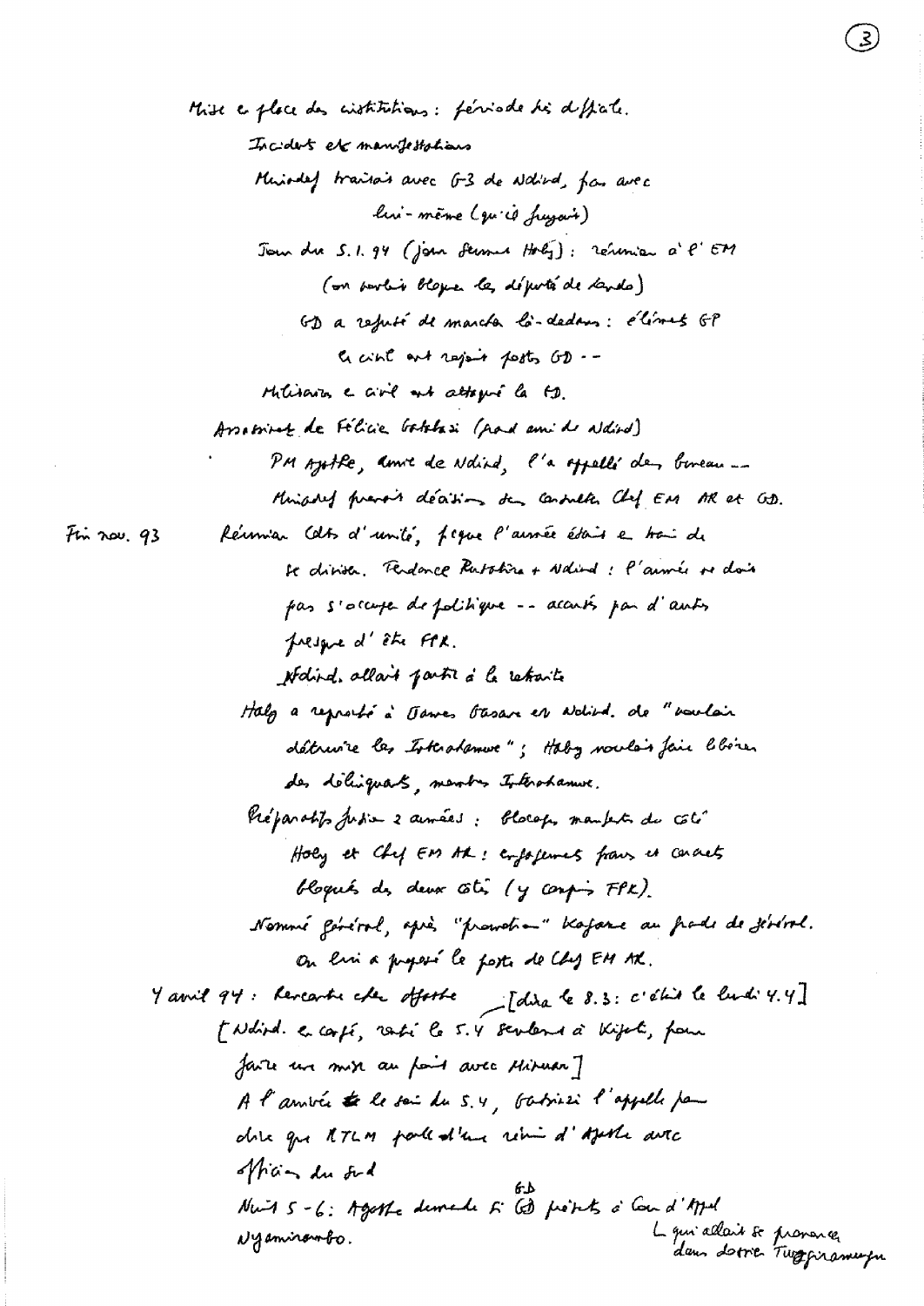Mise en place des institutions : période très difficile.

Incidents et manifestations

Mugiraneza traitait avec G3 de Ndind., pas avec lui-même (qu'il fuyait)

Jour du 5.1.94 (jour serment Habyarimana) : réunion à l'EM (on voulait bloquer les députés de Rwanda)

GD a refusé de marcher là-dedans : éléments GP

Les civils ont rejoint postes GD --

Militaires et civils ont attaqué la GD.

Assassinat de Félicien Gatabazi (grand ami de Ndind)

- PM Agathe, amie de Ndind, l'a appelé des bureaux --

Mugiraneza prenait décision de consulter Chef EM AR et GD.

Fin nov. 93 — Réunion Cdts d'unité, parce que l'armée était en train de se diviser. Tendance Rusatira + Ndind : l'armée ne doit pas s'occuper de politique -- accusés par d'autres presque d'être FPR.

Ndind. allait partir à la retraite

Habyarimana a reproché à James Gasana et Ndind. de "vouloir détruire les Interahamwe" ; Habyarimana voulait faire libérer des délinquants, membres Interahamwe.

Préparatifs fusion 2 armées : blocage, manifesté du côté Habyarimana et Chef EM AR : enfermement frauduleux et carnets bloqués des deux côtés (y compris FPR).

Nommé général, après "promotion" Kagame au grade de général.

On lui a proposé le poste de Chef EM AR.

4 avril 94 : Rencontre chez Agathe [dira le 8.3 : c'était le lundi 4.4]

[Ndind. en congé, rentré le 5.4 seulement à Kigali, pour faire une mise au point avec Mirenan]

A l'arrivée le soir du 5.4, Gatabazi l'appelle pour dire que RTLM parle d'une réunion d'Agathe avec officiers du Sud

Nuit 5-6 : Agathe demande si GD prêts à Cour d'Appel Nyamirambo. └ qui allait se prononcer dans dossier Twagiramungu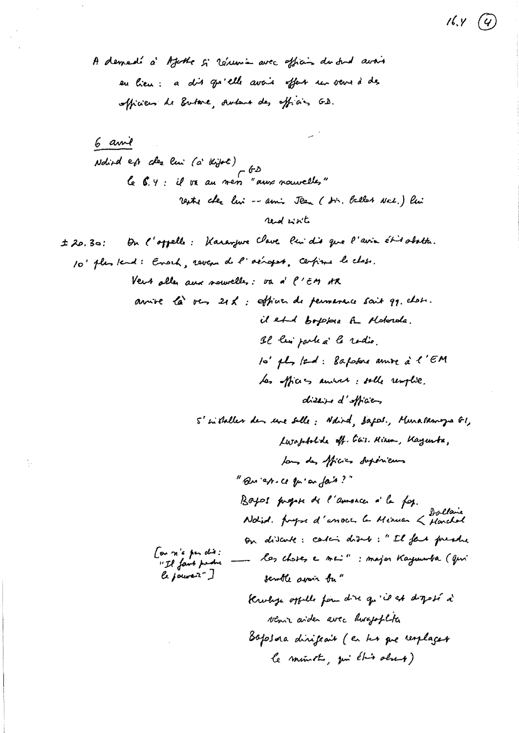A demandé à Agathe si réunion avec officiers du Sud avait eu lieu : a dit qu'elle avait offert un verre à des officiers de Butare, autant des officiers GD.

6 avril

Ndind est chez lui (à Kigali)

le 6.4 : il va au mess GD "aux nouvelles"

reste chez lui -- ami Jean (dir. Belles Nat.) lui rend visite

± 20.30 : On l'appelle : Karangwe Claver lui dit que l'avion était abattu.

10' plus tard : Enoch, revenu de l'aéroport, confirme la chose.

Veut aller aux nouvelles : va à l'EM AR

arrive là vers 21 h : officier de permanence sait qq. chose.

il atteint Bagosora par Motorola.

Il lui parle à la radio.

10' plus tard : Bagosora arrive à l'EM

les officiers arrivent : salle remplie.

dizaine d'officiers

S'installer dans une salle : Ndind, Bagos., Murasampongo GI, Rwabalinda off. liais. Minuar, Kayumba, tous des officiers supérieurs

"Qu'est-ce qu'on fait ?"

Bagos propose de l'annoncer à la pop.

Ndind. propose d'annoncer la Minuar < Dallaire / Marchal

On discute : certains disent : "Il faut prendre les choses en main" : major Kayumba (qui semble avoir bu"

[on n'a pas dit : "Il faut prendre le pouvoir"]

Rusatira appelle pour dire qu'il est disposé à venir aider avec Rwabalinda

Bagosora dirigeait (en tant que remplaçant le ministre, qui était absent)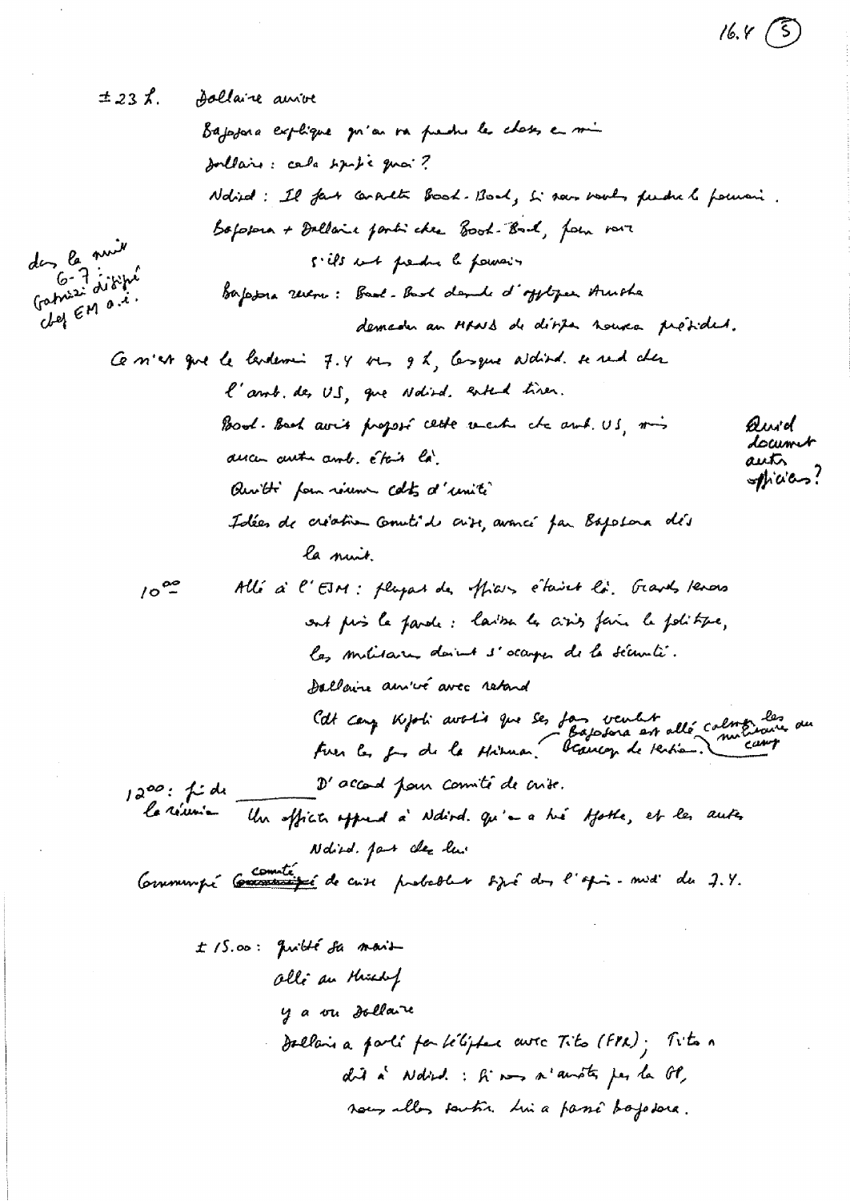16.4 (5)

± 23 h. Dallaire arrive

Bagosora explique qu'on va prendre les choses en main

Dallaire : cela signifie quoi ?

Ndind. : Il faut contacter Booh-Booh, si vous voulez prendre le pouvoir.

Bagosora + Dallaire partis chez Booh-Booh, pour voir s'ils vont prendre le pouvoir

*dans la nuit 6-7 : Gatsinzi désigné chef EM a.i.*

Bagosora revenu : Booh-Booh demande d'appliquer Arusha

demande au MRND de désigner nouveau président.

Ce n'est que le lendemain 7.4 vers 9 h, lorsque Ndind. se rend chez l'amb. des US, que Ndind. entend tirer.

Booh-Booh avait proposé cette rencontre chez amb. US, mais aucun autre amb. était là.

*Quid document autres officiers ?*

Quitté pour réunion cdts d'unité

Idées de création Comité de crise, avancé par Bagosora dès la nuit.

10<sup></sup>°° Allé à l'EJM : plupart des officiers étaient là. Grands tenors ont pris la parole : laisser les civils faire la politique, les militaires doivent s'occuper de la sécurité.

Dallaire arrivé avec retard

Cdt camp Kigali avertis que ses gars veulent tuer les gars de la Minuar. (Bagosora est allé calmer les militaires du camp) Beaucoup de tension.

12°° : fin de la réunion — D'accord pour comité de crise.

Un officier apprend à Ndind. qu'on a tué Agathe, et les autres

Ndind. part chez lui

Communiqué ~~(communiqué)~~ comité de crise probablement signé dans l'après-midi du 7.4.

± 15.00 : quitté sa maison

allé au Hicadep

y a vu Dallaire

Dallaire a parlé par téléphone avec Tito (FPR) ; Tito a dit à Ndind. : si vous n'arrêtez pas la GP, nous allons sortir. Lui a passé Bagosora.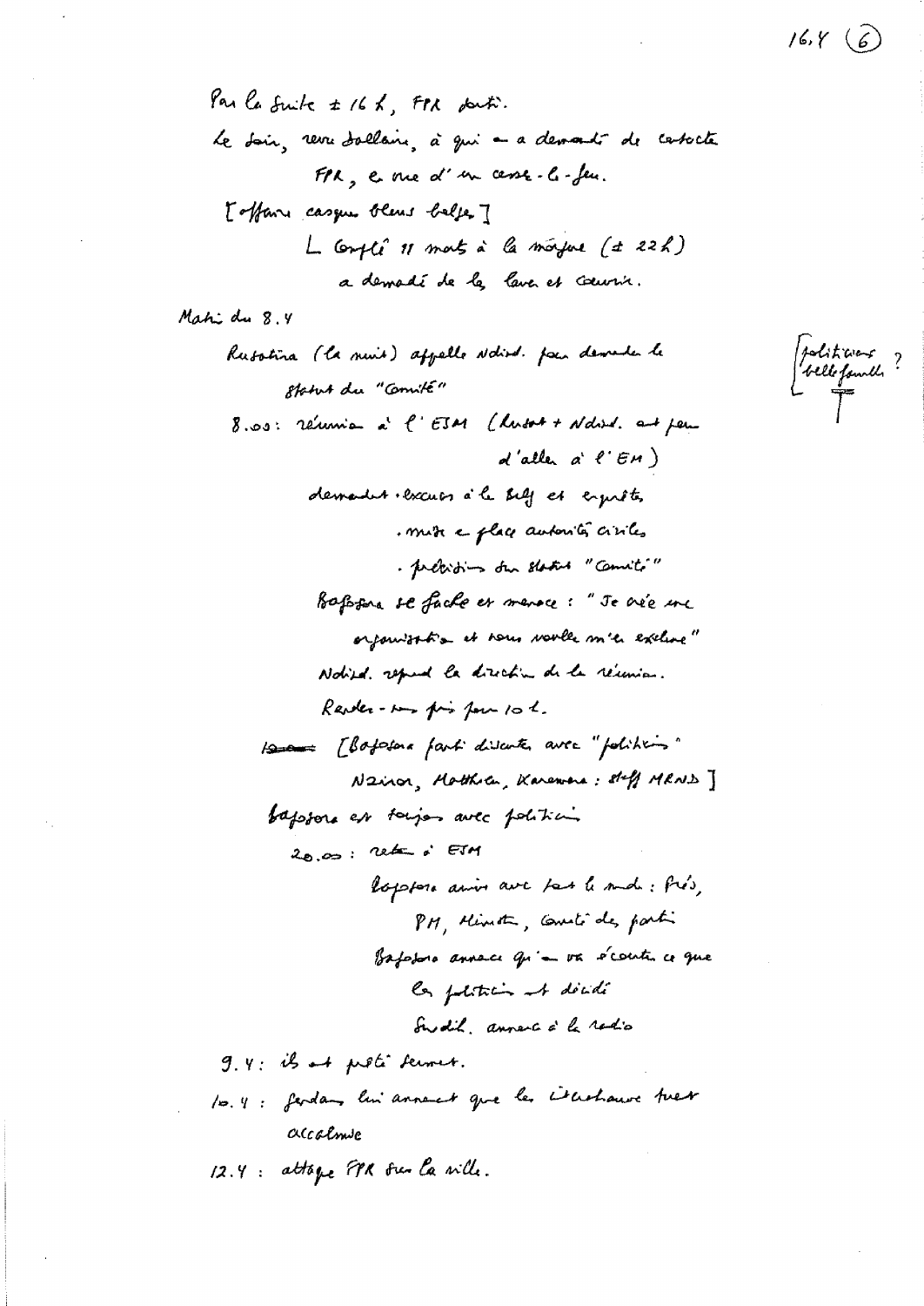16.4 (6)

Par la suite ± 16 h, FPR parti.

Le soir, revu Dallaire, à qui on a demandé de contacter FPR, en vue d'un cessez-le-feu.

[offre casques bleus belges]

L Confié 11 morts à la morgue (± 22 h) a demandé de les laver et couvrir.

Matin du 8.4

Rusatira (la nuit) appelle Ndind. pour demander le statut du "Comité"

8.00 : réunion à l'ESM (Rusat + Ndind. ont peur d'aller à l'EM)

demandent · excuses à la Belg et enquête

· mise en place autorités civiles

· précisions sur statut "Comité"

Bagosora se fâche et menace : "Je crée une organisation et vous voulez m'en exclure"

Ndind. reprend la direction de la réunion.

Rendez-vous pris pour 10 h.

[Bagosora parti discuter avec "politiciens" Nzirorera, Mathieu, Karemera : staff MRND]

Bagosora est toujours avec politiciens

20.00 : retour à ESM

Bagosora arrive avec tout le monde : Prés, PM, Ministres, Comité des partis

Bagosora annonce qu'on va écouter ce que les politiciens ont décidé

Sindik. annoncé à la radio

9.4 : ils ont prêté serment.

10.4 : Gendarmerie lui annoncent que les Interahamwe tuent allègrement

12.4 : attaque FPR sur la ville.

[politiciens ? belle-famille ?]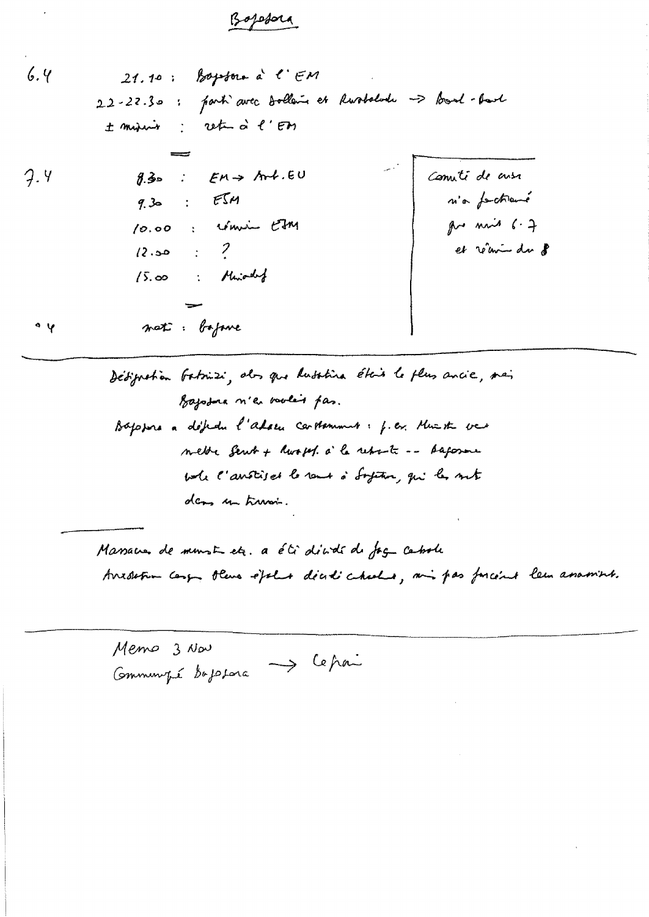Bagosora

6.4 — 21.10 : Bagosora à l'EM

22-22.30 : parti avec Dallaire et Rwabalinda → Boutros-Boutros

± minuit : retour à l'EM

7.4 — 8.30 : EM → Amb. EU

9.30 : ESM

10.00 : réunion ESM

12.00 : ?

15.00 : Minadef

8.4 — matin : Bagosora

> Comité de crise n'a fonctionné que nuit 6-7 et réunion du 8

---

Désignation Gatsinzi, alors que Rusatira était le plus ancien, mais Bagosora n'en voulait pas.

Bagosora a défendu l'akazu constamment : p.ex. Ministre veut mettre Serubuga + Rwagafilita à la retraite -- Bagosora veut l'anistier le rang à Gatsinzi, qui les met dans un tiroir.

---

Massacre de ministres etc. a été décidé de façon centrale

Arrestation Congo Nile espèce décidé centrale, mais pas forcément leur assassinat.

---

Memo 3 Nov
Communiqué Bagosora → Lepaire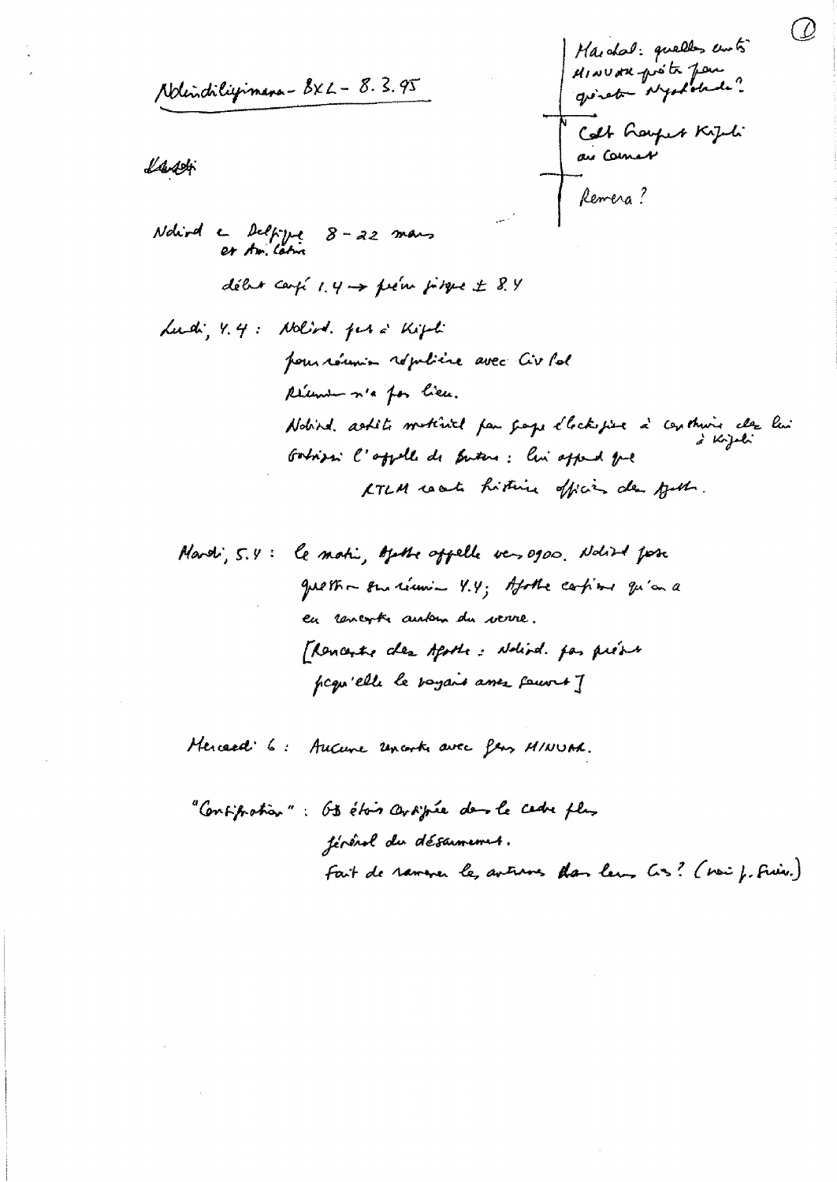Ndindiliyimana – BXL – 8.3.95

~~Lundi~~

Ndind. a Delphine 8 – 22 mars
et Am. Latin

début congé 1.4 → prévu jusque ± 8.4

Lundi, 4.4 : Ndind. part à Kigali
pour réunion régulière avec Civ Pol
Réunion n'a pas lieu.
Ndind. achète matériel pour groupe électrogène à construire chez lui à Kigali
Gatsinzi l'appelle de Butare : lui apprend que
RTLM raconte histoire officiers des Apotres.

Mardi, 5.4 : Le matin, Apotre appelle vers 0900. Ndind. pose question sur réunion 4.4 ; Apotre confirme qu'on a eu rencontre autour du verre.
[Rencontre des Apotre : Ndind. pas prévenu parce qu'elle le voyait assez souvent]

Mercredi 6 : Aucune rencontre avec gens MINUAR.

"Confiscation" : GB était confisquée dans le cadre plus général du désarmement.
Fait de ramener les armes dans leurs Cs ? (voir p. suiv.)

---

Marchal : quelles unités MINUAR prêts pour quartier Nyarutarama ?

Colt Groupes Kigali au Cameroun

Remera ?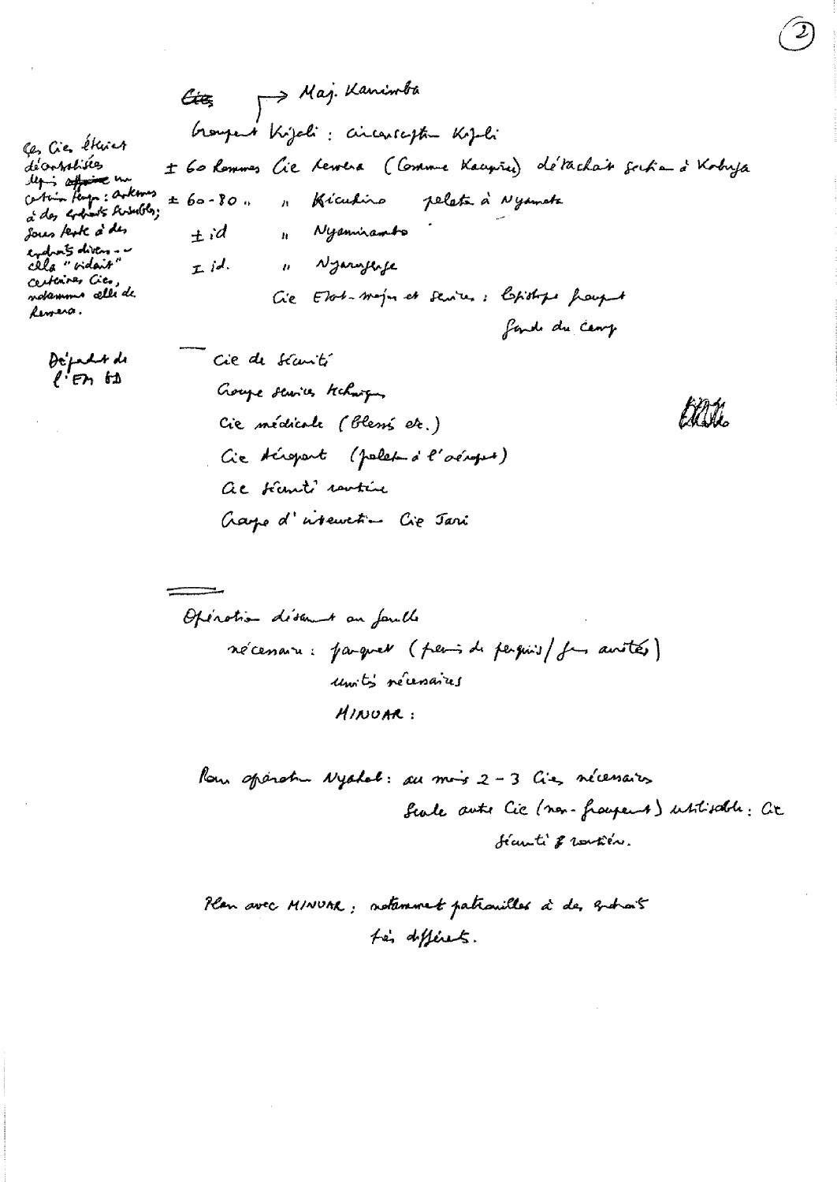~~Cies~~ → Maj. Kanimba

Groupement Kigali : circonscription Kigali

| | | | |
|---|---|---|---|
| ± 60 hommes | Cie | Remera (Commune Kacyiru) | détachait section à Kabuga |
| ± 60-80 " | " | Kicukiro | peloton à Nyamata |
| ± id | " | Nyamirambo | |
| ± id. | " | Nyarugenge | |

Cie Etat-major et services : beaucoup groupés fonds du camp

Les Cies étaient déstabilisées depuis ~~affaire~~ un certain temps : certaines à des endroits variables; sous tente à des endroits divers — cela "vidait" certaines Cies, notamment celle de Remera.

---

Dépendait de l'EM GD

- Cie de sécurité
- Groupe services techniques
- Cie médicale (blessés etc.)
- Cie Aéroport (peloton à l'aéroport)
- Cie sécurité routière
- Groupe d'intervention Cie Jari

---

Opération désarmement ou fouille

nécessaire : parquet (permis de perquis / fins arrêtés)

unités nécessaires

MINUAR :

Pour opération Nyakabanda : au moins 2-3 Cies nécessaires

Seule autre Cie (non-groupement) utilisable : Cie sécurité routière.

Plan avec MINUAR : notamment patrouilles à des endroits très différents.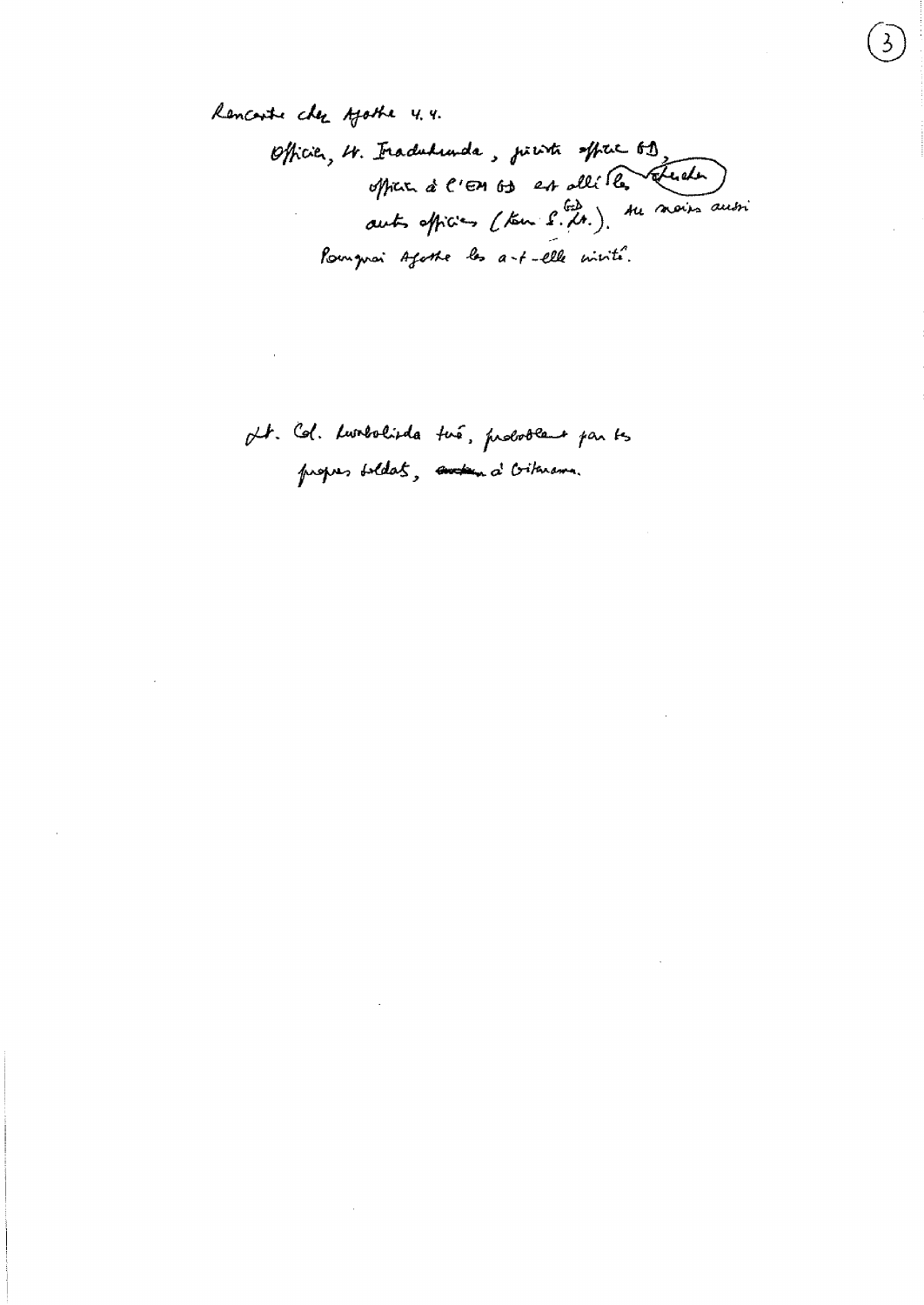Rencontre chez Agathe 4.4.

Officier, Lt. Iradukunda, pilote officier GD, officier à l'EM GD est allé [la chercher] autres officiers (Lt. Col. S. Lt. GD). Au moins aussi

Pourquoi Agathe les a-t-elle invités.

Lt. Col. Lurabolinda tué, probablement par ses propres soldats, ~~ancien~~ à Gitarama.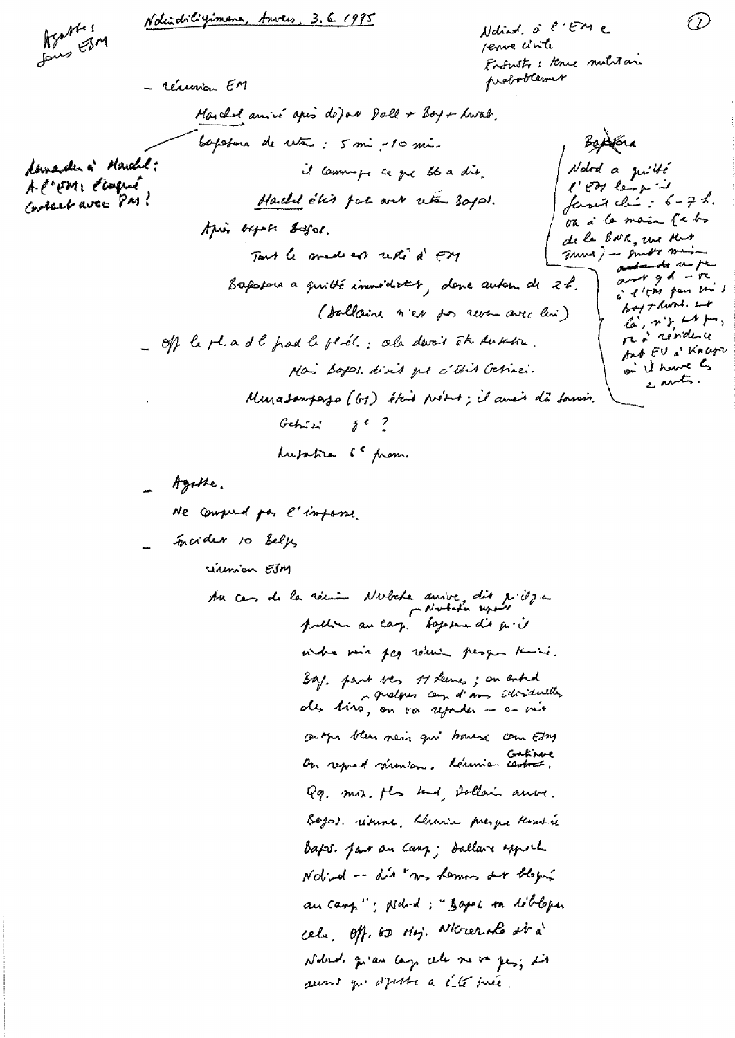Agathe : sous EJM

Ndindiliyimana, Anvers, 3.6.1995

Ndind. à l'EM e
[ ]enne civile
Enfants : 4me militaire
probablement

– réunion EM

Marchal arrivé après départ Dall + Bag + Luvat.

Bagosora de retour : 5 mi – 10 mi.

Demander à Marchal : À l'EM : évoqué contact avec PM ?

il commence ce que BG a dit.

Marchal était parti avant retour Bagos.

Après exposé Bagos.

Tout le monde est resté à EM

Bagosora a quitté immédiatement, donc autour de 2 h.

(Dallaire n'est pas revenu avec lui)

Bagosora

Ndind a quitté l'EM lorsqu'il faisait clair : 6-7 h. va à la maison (à la de la BNR, rue Ht Tumb) – quelques minutes avant de ne pas avant 9 h – va à l'EM pour voir Bag + Luvat. Est là, n'y est pas, va à résidence Amb EU à Kacyiru où il trouve les 2 autres.

– Off le pl. a d l fad le pl. él. : ala devait être Rusatira.

Mais Bagos. disait que c'était Gatsinzi.

Murasampongo (G1) était présent ; il aurait dû savoir.

Gatsinzi g ?

Rusatira 1e prom.

– Agathe.

Ne comprend pas l'impasse.

– Incident 10 Belges

réunion ESM

Au cours de la réunion Nubaha arrive, dit qu'il y a ~~Nubaha rapport~~ problème au camp. Bagosora dit qu'il

viendra voir pcq réunion presque finie.

Bag. part vers 11 heures ; on entend ~~quelques coups d'armes individuelles~~ des tirs, on va regarder – on voit

casque bleu noir qui traverse cour ESM

On reprend réunion. Réunion continue.

Qq. min. plus tard, Dallaire arrive.

Bagos. retourne. Réunion presque terminée

Bagos. part au camp ; Dallaire approche

Ndind -- dit "mes hommes sont bloqués au camp" ; Ndind : "Bagos va débloquer

cela. Off. ~~GD~~ Maj. Ntwiragaba dit à Ndind. qu'au camp cela ne va pas ; dit

aussi que Agathe a été tuée.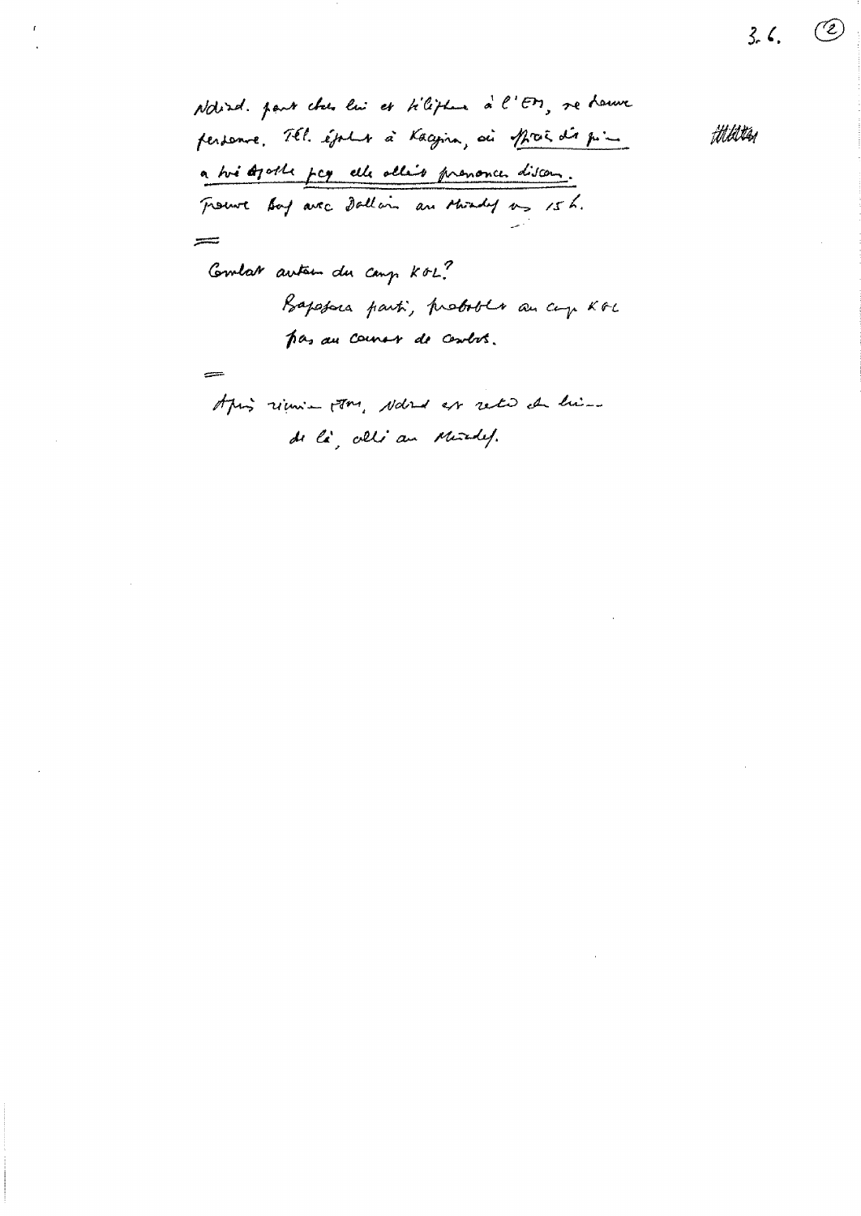3.6.

Ndind. part chez lui et téléphone à l'EM, ne trouve personne. Tél. également à Kacyiru, où Mproš dit qu'on a tué Agathe pcq elle allait prononcer discours.

Trouve Bag avec Dallaire au Mindef vs 15 h.

═

Combat autour du camp KOL?

Bagosora parti, probablement au camp KOL pas au courant des combats.

═

Après réunion ESM, Ndind. est rentré chez lui – de là, allé au Mindef.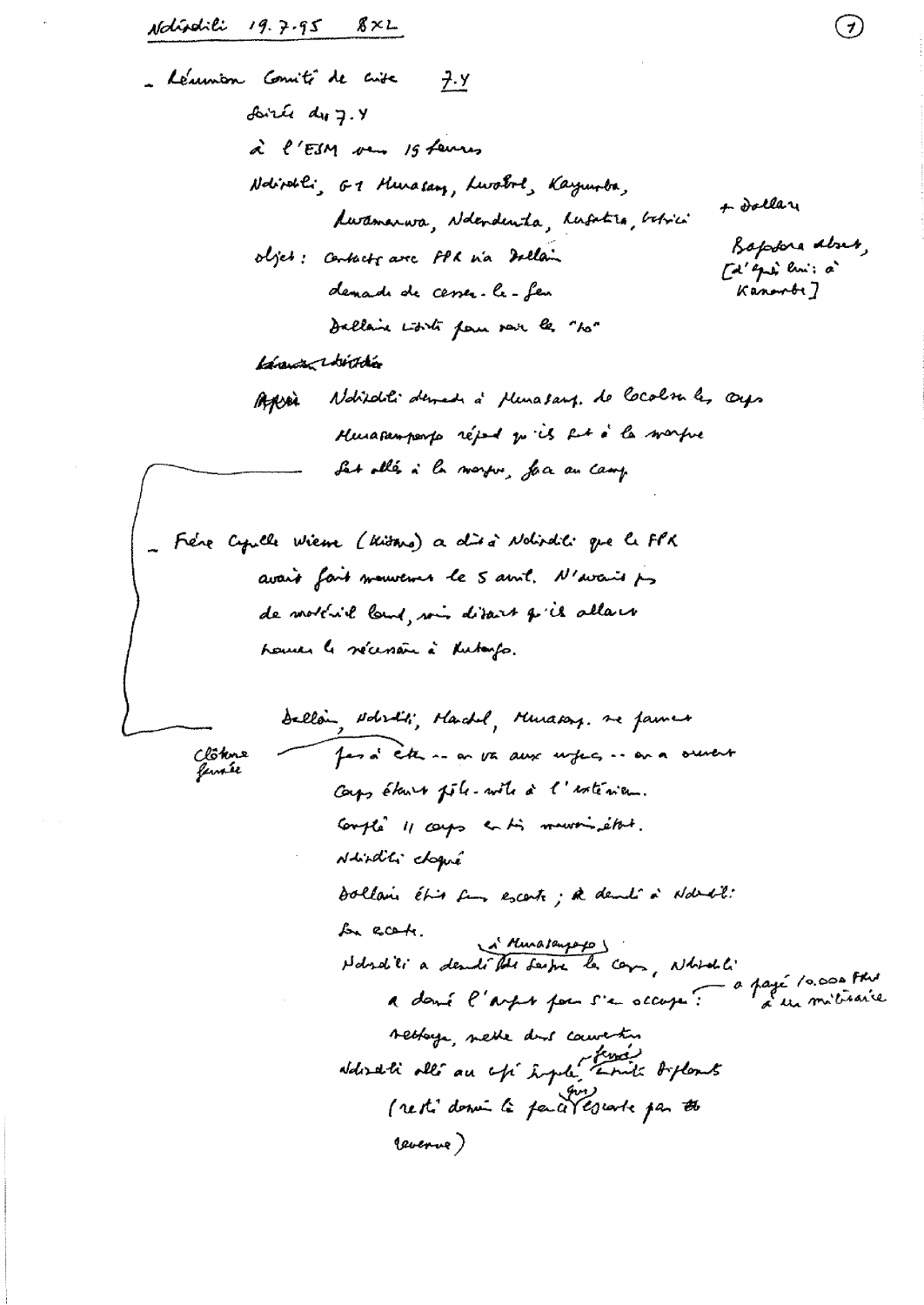Ndindili 19.7.95 BXL

(7)

- Réunion Comité de crise 7.4
  - Soirée du 7.4
  - à l'ESM vers 19 heures
  - Ndindili, G1 Murasany, Lwabol, Kayumba, Rwamanwa, Ndendenta, Rusatira, Gatsi... + Dallaire
  - objet: contacts avec FPR via Dallaire
  - Bagosora absent, [d'après lui: à Kanombe]
  - demande de cessez-le-feu
  - Dallaire visite pour voir les "10"

~~Rwamanwa Ndindili~~

~~Après~~ Ndindili demande à Murasany. de localiser les corps
Murasampongo répond qu'ils sont à la morgue
Sont allés à la morgue, face au camp

- Frère Cyrille Wiere (Kitami) a dit à Ndindili que le FPR avait fait mouvement le 5 avril. N'avait pas de matériel lourd, mais disait qu'il allait trouver le nécessaire à Rutongo.

Dallaire, Ndindili, Marchal, Murasany. ne fument pas à côté... on va aux urgences... on a ouvert
Corps étaient pêle-mêle à l'extérieur.

Clôture fermée

Compté 11 corps en très mauvais état.
Ndindili choqué
Dallaire était sans escorte; a demandé à Ndindili son escorte.
Ndindili a demandé ~~de~~ (à Murasampongo) de laver les corps, Ndindili a donné l'argent pour s'en occuper: — a payé 10.000 Frw à un militaire
nettoyage, mettre dans couvertures
Ndindili allé au café Impala fermé (entrée diplomates)
(resté donné la force à (son) escorte par ~~ti~~ revenue)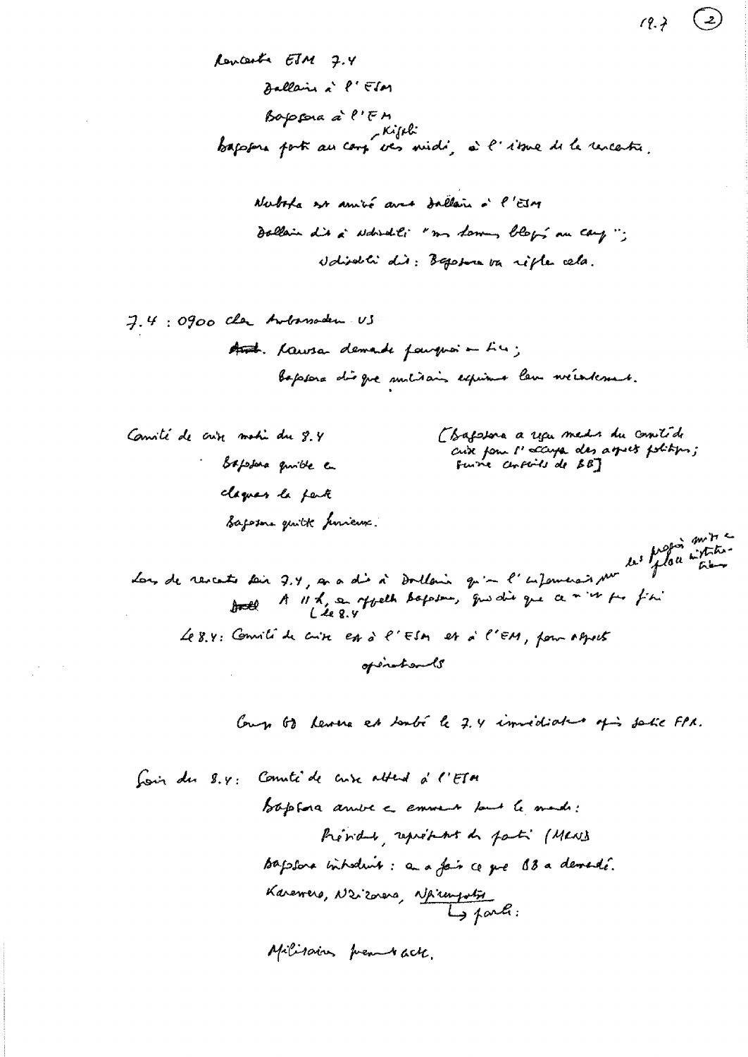Rencontre ESM 7.4

Dallaire à l'ESM

Bagosora à l'EM

Bagosora part au camp Kigali vers midi, à l'issue de la rencontre.

Ndindiliyimana est arrivé avec Dallaire à l'ESM

Dallaire dit à Ndindiliyimana "mes hommes bloqués au camp";

Ndindiliyimana dit : Bagosora va régler cela.

7.4 : 0900 chez Ambassadeur US

Amb. Rawson demande pourquoi on tue;

Bagosora dit que militaires expriment leur mécontentement.

Comité de crise matin du 8.4

Bagosora quitte en

claquant la porte

Bagosora quitte furieux.

[Bagosora a reçu mandat du comité de crise pour s'occuper des aspects politiques; Service conseils de BB]

Lors de rencontre soir 7.4, on a dit à Dallaire qu'on l'informerait sur les progrès mis en place institutionnels

A 11 h, on appelle Bagosora, qui dit que ce n'est pas fini (le 8.4)

Le 8.4 : Comité de crise est à l'ESM et à l'EM, pour aspects opérationnels

Camp GP Kimihurura est tombé le 7.4 immédiatement après sortie FPR.

Soir du 8.4 : Comité de crise attend à l'ESM

Bagosora arrive et emmène tout le monde :

Président, représentant du parti (MRND)

Bagosora introduit : on a fait ce que BB a demandé.

Karemera, Nzirorera, Ngirumpatse

↳ parle :

Militaires prennent acte.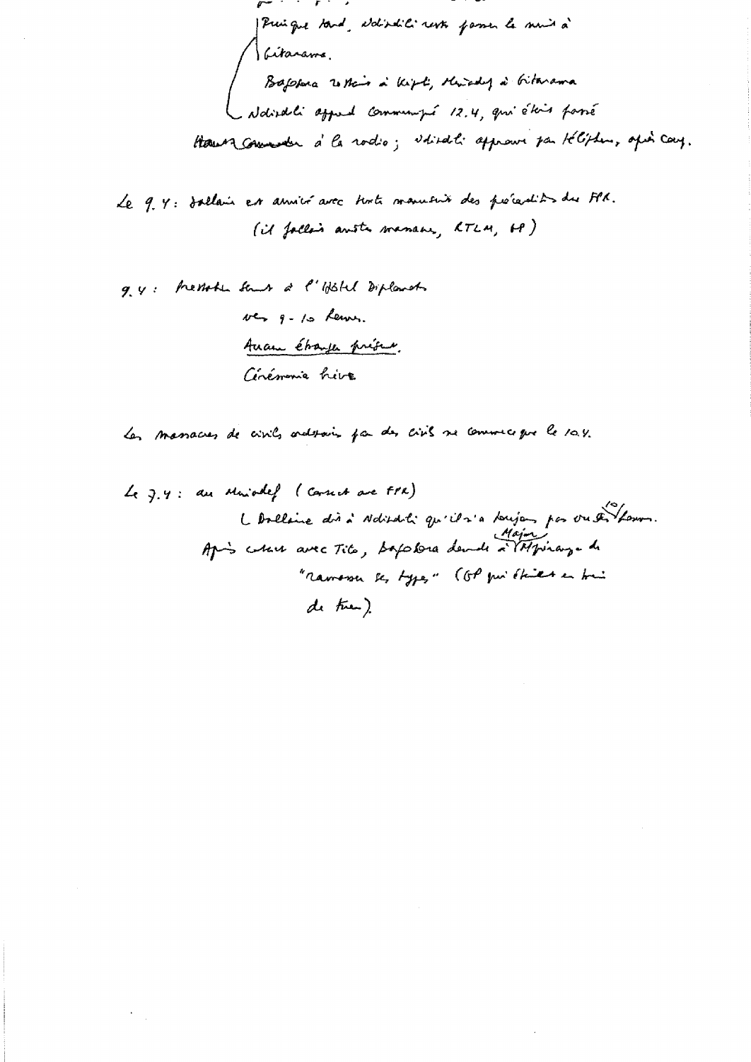Puisque tard, Ndindili reste passer la nuit à Gitarama.

Bagosora retourne à Kigali, Minadef à Gitarama

Ndindili apprend communiqué 12.4, qui était passé

Haut Commandement à la radio ; Ndindili approuve par téléphone, après coup.

Le 9.4 : Dallaire est arrivé avec toute mauvaise des préceptes du FPR.

(il fallait arrêter massacres, RTLM, GP)

9.4 : prestation serment à l'Hôtel Diplomate

vers 9-10 heures.

Aucun étranger présent.

Cérémonie brève

Les massacres de civils ordonnés par des civils ne commencent que le 10.4.

Le 7.4 : au Minadef (contact avec FPR)

L Dallaire dit à Ndindili qu'il n'a toujours pas vu les 10 hommes.

Après contact avec Tito, Bagosora demande à l'Etat-Major de

"ramener ses types" (GP qui étaient en train

de tuer)